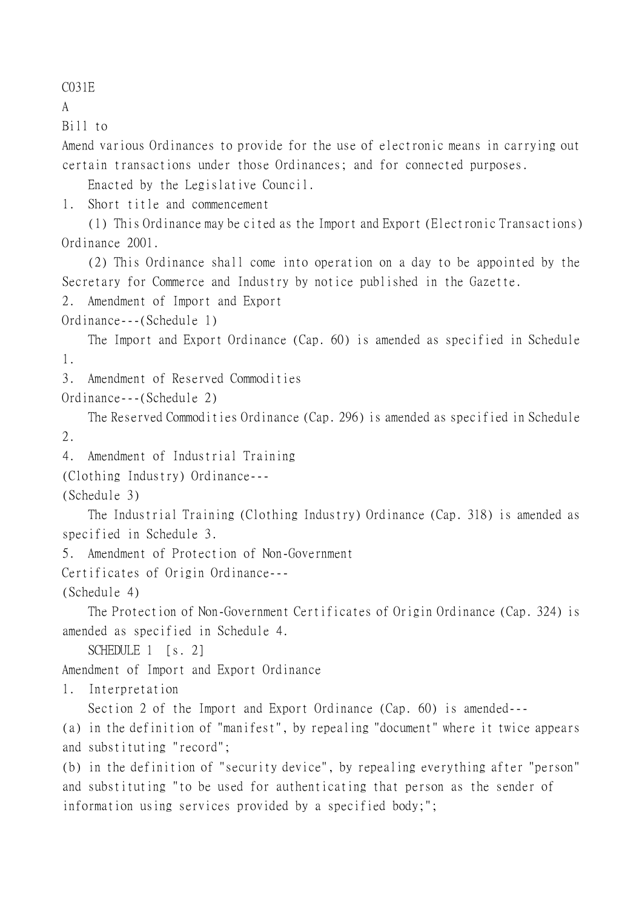C031E

A

Bill to

Amend various Ordinances to provide for the use of electronic means in carrying out certain transactions under those Ordinances; and for connected purposes.

Enacted by the Legislative Council.

1. Short title and commencement

(1) This Ordinance may be cited as the Import and Export (Electronic Transactions) Ordinance 2001.

(2) This Ordinance shall come into operation on a day to be appointed by the Secretary for Commerce and Industry by notice published in the Gazette.

2. Amendment of Import and Export Ordinance---(Schedule 1)

The Import and Export Ordinance (Cap. 60) is amended as specified in Schedule 1.

3. Amendment of Reserved Commodities Ordinance---(Schedule 2)

The Reserved Commodities Ordinance (Cap. 296) is amended as specified in Schedule 2.

4. Amendment of Industrial Training (Clothing Industry) Ordinance---(Schedule 3)

The Industrial Training (Clothing Industry) Ordinance (Cap. 318) is amended as specified in Schedule 3.

5. Amendment of Protection of Non-Government Certificates of Origin Ordinance---(Schedule 4)

The Protection of Non-Government Certificates of Origin Ordinance (Cap. 324) is amended as specified in Schedule 4.

SCHEDULE 1 [s. 2]

Amendment of Import and Export Ordinance

1. Interpretation

Section 2 of the Import and Export Ordinance (Cap. 60) is amended---

(a) in the definition of "manifest", by repealing "document" where it twice appears and substituting "record";

(b) in the definition of "security device", by repealing everything after "person" and substituting "to be used for authenticating that person as the sender of information using services provided by a specified body;";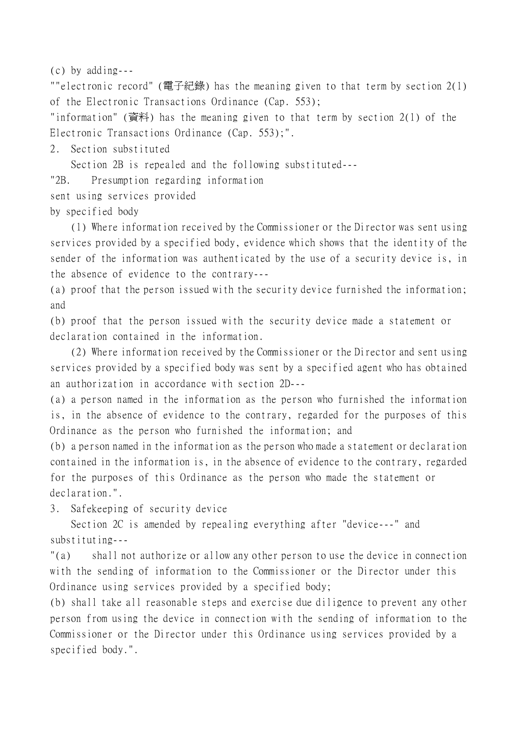(c) by adding---

""electronic record" (電子紀錄) has the meaning given to that term by section 2(1) of the Electronic Transactions Ordinance (Cap. 553);

"information" (資料) has the meaning given to that term by section 2(1) of the Electronic Transactions Ordinance (Cap. 553);".

2. Section substituted

Section 2B is repealed and the following substituted---

"2B. Presumption regarding information sent using services provided by specified body

(1) Where information received by the Commissioner or the Director was sent using services provided by a specified body, evidence which shows that the identity of the sender of the information was authenticated by the use of a security device is, in the absence of evidence to the contrary---

(a) proof that the person issued with the security device furnished the information; and

(b) proof that the person issued with the security device made a statement or declaration contained in the information.

(2) Where information received by the Commissioner or the Director and sent using services provided by a specified body was sent by a specified agent who has obtained an authorization in accordance with section 2D---

(a) a person named in the information as the person who furnished the information is, in the absence of evidence to the contrary, regarded for the purposes of this Ordinance as the person who furnished the information; and

(b) a person named in the information as the person who made a statement or declaration contained in the information is, in the absence of evidence to the contrary, regarded for the purposes of this Ordinance as the person who made the statement or declaration.".

3. Safekeeping of security device

Section 2C is amended by repealing everything after "device---" and substituting---

"(a) shall not authorize or allow any other person to use the device in connection with the sending of information to the Commissioner or the Director under this Ordinance using services provided by a specified body;

(b) shall take all reasonable steps and exercise due diligence to prevent any other person from using the device in connection with the sending of information to the Commissioner or the Director under this Ordinance using services provided by a specified body.".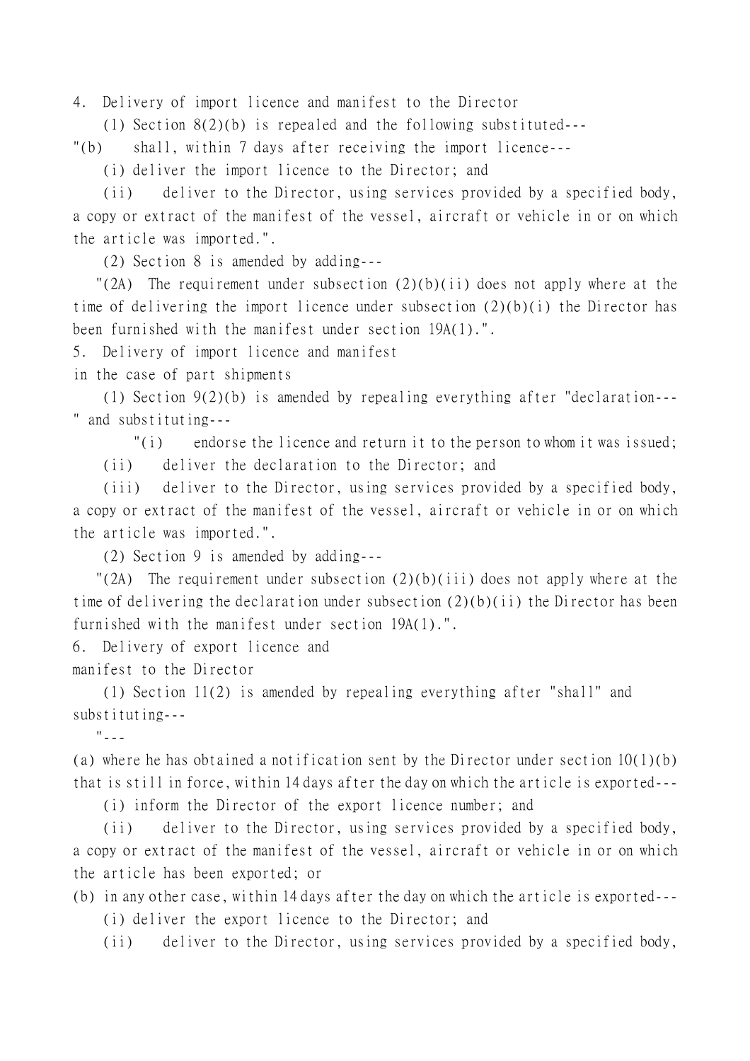4. Delivery of import licence and manifest to the Director

(1) Section 8(2)(b) is repealed and the following substituted---

"(b) shall, within 7 days after receiving the import licence---

(i) deliver the import licence to the Director; and

(ii) deliver to the Director, using services provided by a specified body, a copy or extract of the manifest of the vessel, aircraft or vehicle in or on which the article was imported.".

(2) Section 8 is amended by adding---

"(2A) The requirement under subsection (2)(b)(ii) does not apply where at the time of delivering the import licence under subsection (2)(b)(i) the Director has been furnished with the manifest under section 19A(1).".

5. Delivery of import licence and manifest in the case of part shipments

(1) Section 9(2)(b) is amended by repealing everything after "declaration---" and substituting---

"(i) endorse the licence and return it to the person to whom it was issued;

(ii) deliver the declaration to the Director; and

(iii) deliver to the Director, using services provided by a specified body, a copy or extract of the manifest of the vessel, aircraft or vehicle in or on which the article was imported.".

(2) Section 9 is amended by adding---

"(2A) The requirement under subsection (2)(b)(iii) does not apply where at the time of delivering the declaration under subsection (2)(b)(ii) the Director has been furnished with the manifest under section 19A(1).".

6. Delivery of export licence and manifest to the Director

(1) Section 11(2) is amended by repealing everything after "shall" and substituting---

"---

(a) where he has obtained a notification sent by the Director under section 10(1)(b) that is still in force, within 14 days after the day on which the article is exported---

(i) inform the Director of the export licence number; and

(ii) deliver to the Director, using services provided by a specified body, a copy or extract of the manifest of the vessel, aircraft or vehicle in or on which the article has been exported; or

(b) in any other case, within 14 days after the day on which the article is exported---

(i) deliver the export licence to the Director; and

(ii) deliver to the Director, using services provided by a specified body,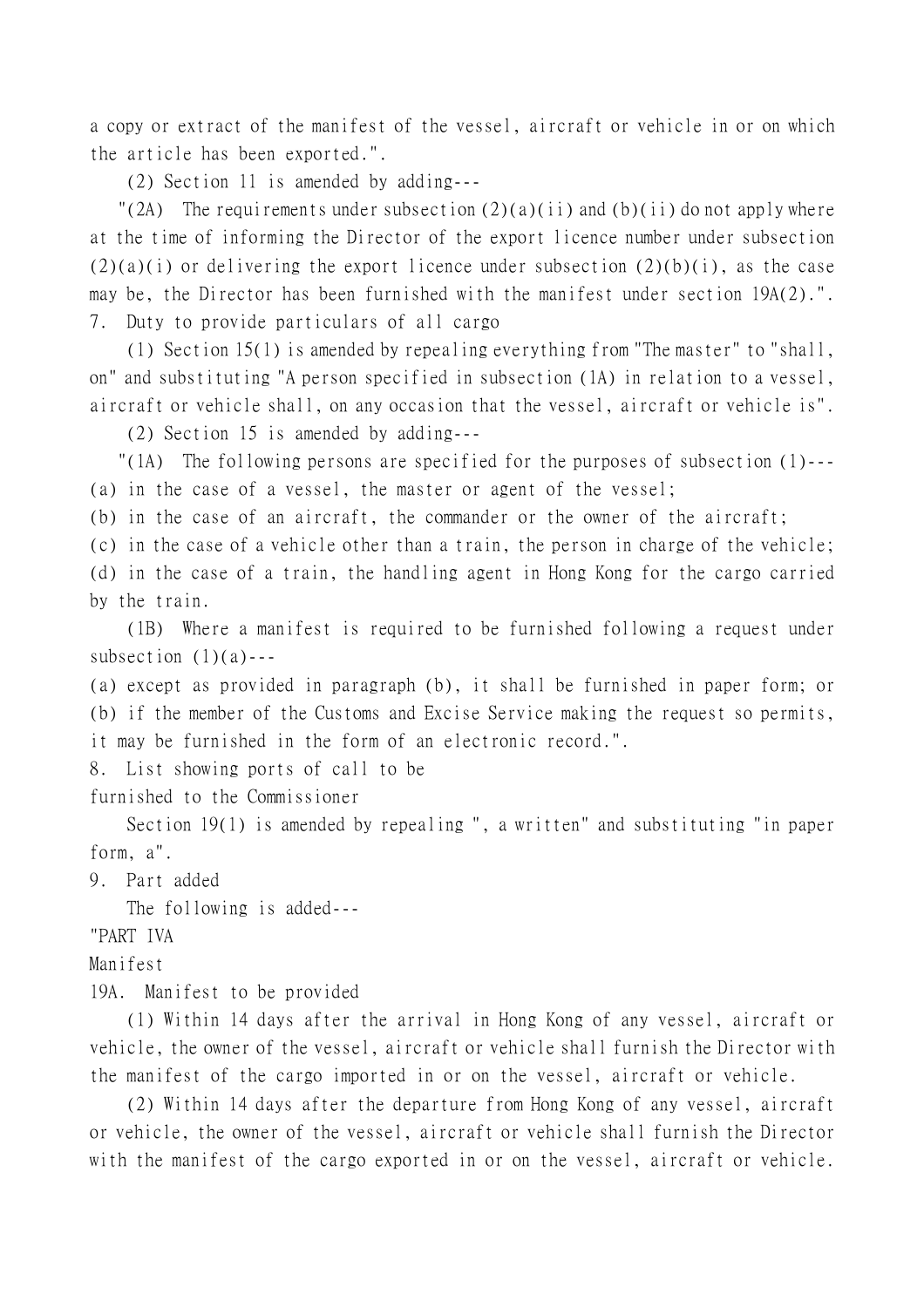a copy or extract of the manifest of the vessel, aircraft or vehicle in or on which the article has been exported.".

(2) Section 11 is amended by adding---

"(2A) The requirements under subsection (2)(a)(ii) and (b)(ii) do not apply where at the time of informing the Director of the export licence number under subsection (2)(a)(i) or delivering the export licence under subsection (2)(b)(i), as the case may be, the Director has been furnished with the manifest under section 19A(2).".

7. Duty to provide particulars of all cargo

(1) Section 15(1) is amended by repealing everything from "The master" to "shall, on" and substituting "A person specified in subsection (1A) in relation to a vessel, aircraft or vehicle shall, on any occasion that the vessel, aircraft or vehicle is".

(2) Section 15 is amended by adding---

"(1A) The following persons are specified for the purposes of subsection (1)---

(a) in the case of a vessel, the master or agent of the vessel;

(b) in the case of an aircraft, the commander or the owner of the aircraft;

(c) in the case of a vehicle other than a train, the person in charge of the vehicle;

(d) in the case of a train, the handling agent in Hong Kong for the cargo carried by the train.

(1B) Where a manifest is required to be furnished following a request under subsection (1)(a)---

(a) except as provided in paragraph (b), it shall be furnished in paper form; or

(b) if the member of the Customs and Excise Service making the request so permits, it may be furnished in the form of an electronic record.".

8. List showing ports of call to be furnished to the Commissioner

Section 19(1) is amended by repealing ", a written" and substituting "in paper form, a".

9. Part added

The following is added---

"PART IVA

Manifest

19A. Manifest to be provided

(1) Within 14 days after the arrival in Hong Kong of any vessel, aircraft or vehicle, the owner of the vessel, aircraft or vehicle shall furnish the Director with the manifest of the cargo imported in or on the vessel, aircraft or vehicle.

(2) Within 14 days after the departure from Hong Kong of any vessel, aircraft or vehicle, the owner of the vessel, aircraft or vehicle shall furnish the Director with the manifest of the cargo exported in or on the vessel, aircraft or vehicle.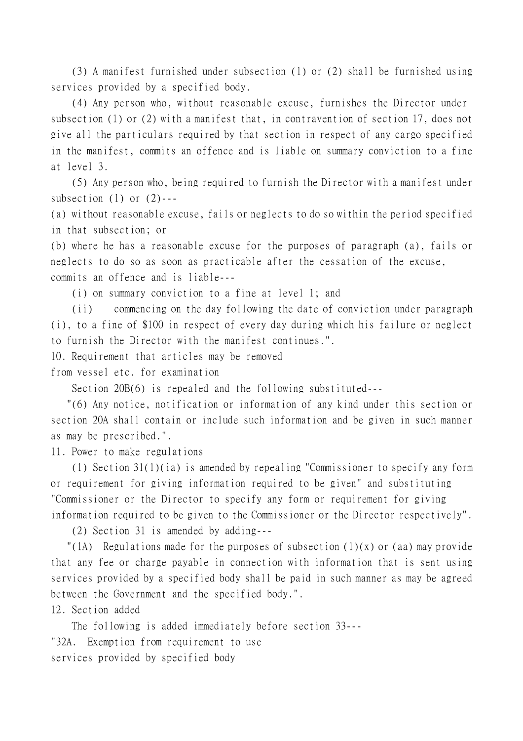(3) A manifest furnished under subsection (1) or (2) shall be furnished using services provided by a specified body.

(4) Any person who, without reasonable excuse, furnishes the Director under subsection (1) or (2) with a manifest that, in contravention of section 17, does not give all the particulars required by that section in respect of any cargo specified in the manifest, commits an offence and is liable on summary conviction to a fine at level 3.

(5) Any person who, being required to furnish the Director with a manifest under subsection (1) or (2)---

(a) without reasonable excuse, fails or neglects to do so within the period specified in that subsection; or

(b) where he has a reasonable excuse for the purposes of paragraph (a), fails or neglects to do so as soon as practicable after the cessation of the excuse,

commits an offence and is liable---

(i) on summary conviction to a fine at level 1; and

(ii) commencing on the day following the date of conviction under paragraph (i), to a fine of $100 in respect of every day during which his failure or neglect to furnish the Director with the manifest continues.".

10. Requirement that articles may be removed from vessel etc. for examination

Section 20B(6) is repealed and the following substituted---

"(6) Any notice, notification or information of any kind under this section or section 20A shall contain or include such information and be given in such manner as may be prescribed.".

11. Power to make regulations

(1) Section 31(1)(ia) is amended by repealing "Commissioner to specify any form or requirement for giving information required to be given" and substituting "Commissioner or the Director to specify any form or requirement for giving information required to be given to the Commissioner or the Director respectively".

(2) Section 31 is amended by adding---

"(1A) Regulations made for the purposes of subsection (1)(x) or (aa) may provide that any fee or charge payable in connection with information that is sent using services provided by a specified body shall be paid in such manner as may be agreed between the Government and the specified body.".

12. Section added

The following is added immediately before section 33---

"32A. Exemption from requirement to use services provided by specified body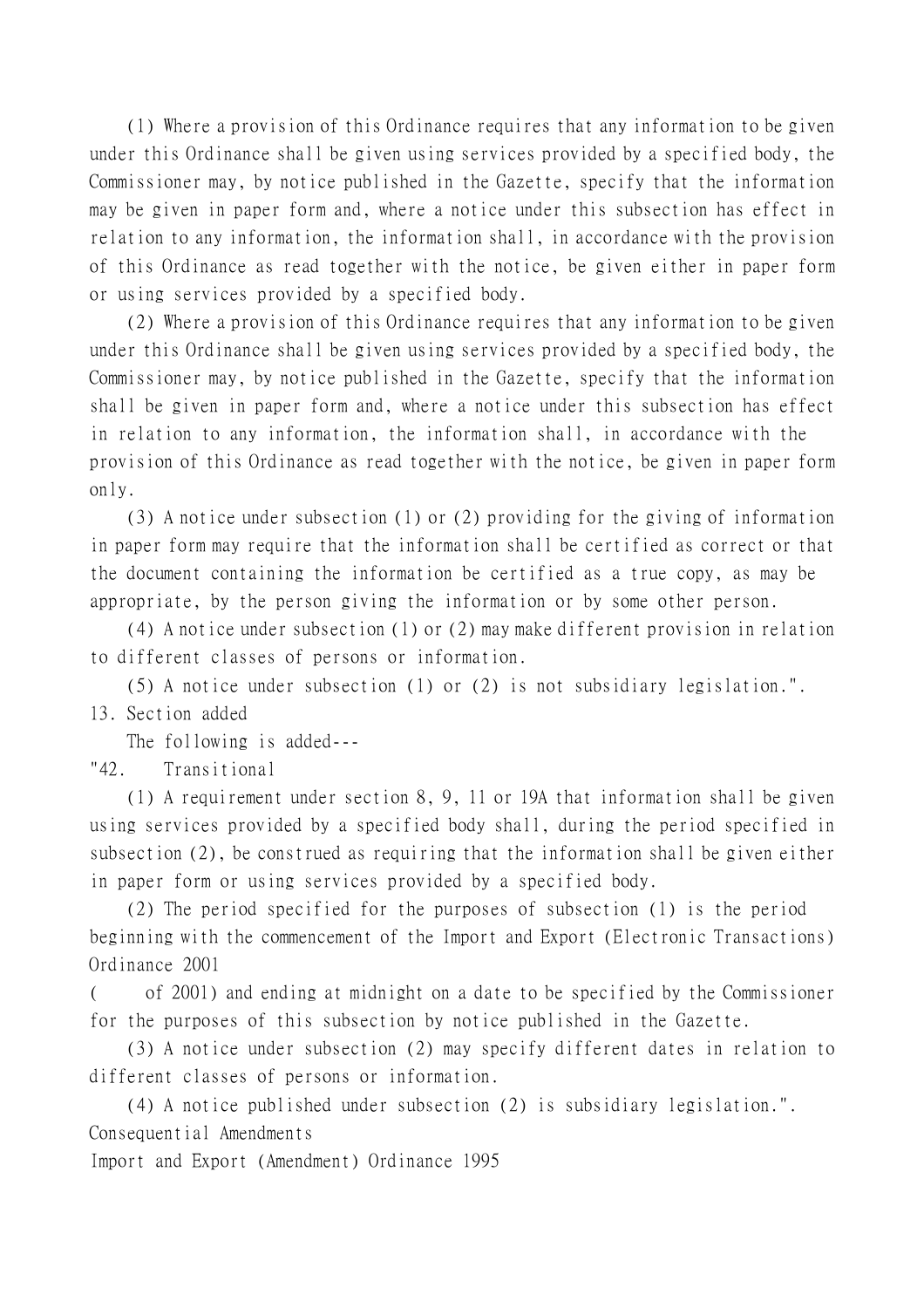(1) Where a provision of this Ordinance requires that any information to be given under this Ordinance shall be given using services provided by a specified body, the Commissioner may, by notice published in the Gazette, specify that the information may be given in paper form and, where a notice under this subsection has effect in relation to any information, the information shall, in accordance with the provision of this Ordinance as read together with the notice, be given either in paper form or using services provided by a specified body.

(2) Where a provision of this Ordinance requires that any information to be given under this Ordinance shall be given using services provided by a specified body, the Commissioner may, by notice published in the Gazette, specify that the information shall be given in paper form and, where a notice under this subsection has effect in relation to any information, the information shall, in accordance with the provision of this Ordinance as read together with the notice, be given in paper form only.

(3) A notice under subsection (1) or (2) providing for the giving of information in paper form may require that the information shall be certified as correct or that the document containing the information be certified as a true copy, as may be appropriate, by the person giving the information or by some other person.

(4) A notice under subsection (1) or (2) may make different provision in relation to different classes of persons or information.

(5) A notice under subsection (1) or (2) is not subsidiary legislation.".

13. Section added

The following is added---

"42. Transitional

(1) A requirement under section 8, 9, 11 or 19A that information shall be given using services provided by a specified body shall, during the period specified in subsection (2), be construed as requiring that the information shall be given either in paper form or using services provided by a specified body.

(2) The period specified for the purposes of subsection (1) is the period beginning with the commencement of the Import and Export (Electronic Transactions) Ordinance 2001
( of 2001) and ending at midnight on a date to be specified by the Commissioner for the purposes of this subsection by notice published in the Gazette.

(3) A notice under subsection (2) may specify different dates in relation to different classes of persons or information.

(4) A notice published under subsection (2) is subsidiary legislation.".

Consequential Amendments

Import and Export (Amendment) Ordinance 1995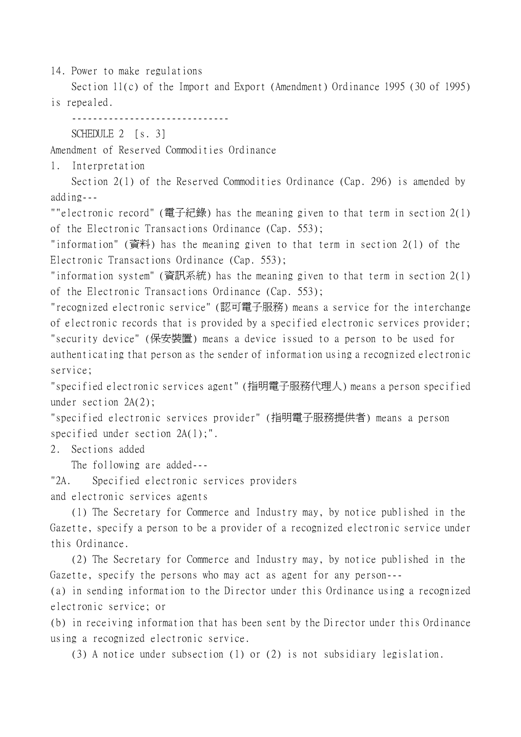14. Power to make regulations

Section 11(c) of the Import and Export (Amendment) Ordinance 1995 (30 of 1995) is repealed.

------------------------------

SCHEDULE 2 [s. 3]

Amendment of Reserved Commodities Ordinance

1. Interpretation

Section 2(1) of the Reserved Commodities Ordinance (Cap. 296) is amended by adding---

""electronic record" (電子紀錄) has the meaning given to that term in section 2(1) of the Electronic Transactions Ordinance (Cap. 553);

"information" (資料) has the meaning given to that term in section 2(1) of the Electronic Transactions Ordinance (Cap. 553);

"information system" (資訊系統) has the meaning given to that term in section 2(1) of the Electronic Transactions Ordinance (Cap. 553);

"recognized electronic service" (認可電子服務) means a service for the interchange of electronic records that is provided by a specified electronic services provider;

"security device" (保安裝置) means a device issued to a person to be used for authenticating that person as the sender of information using a recognized electronic service;

"specified electronic services agent" (指明電子服務代理人) means a person specified under section 2A(2);

"specified electronic services provider" (指明電子服務提供者) means a person specified under section 2A(1);".

2. Sections added

The following are added---

"2A. Specified electronic services providers and electronic services agents

(1) The Secretary for Commerce and Industry may, by notice published in the Gazette, specify a person to be a provider of a recognized electronic service under this Ordinance.

(2) The Secretary for Commerce and Industry may, by notice published in the Gazette, specify the persons who may act as agent for any person---

(a) in sending information to the Director under this Ordinance using a recognized electronic service; or

(b) in receiving information that has been sent by the Director under this Ordinance using a recognized electronic service.

(3) A notice under subsection (1) or (2) is not subsidiary legislation.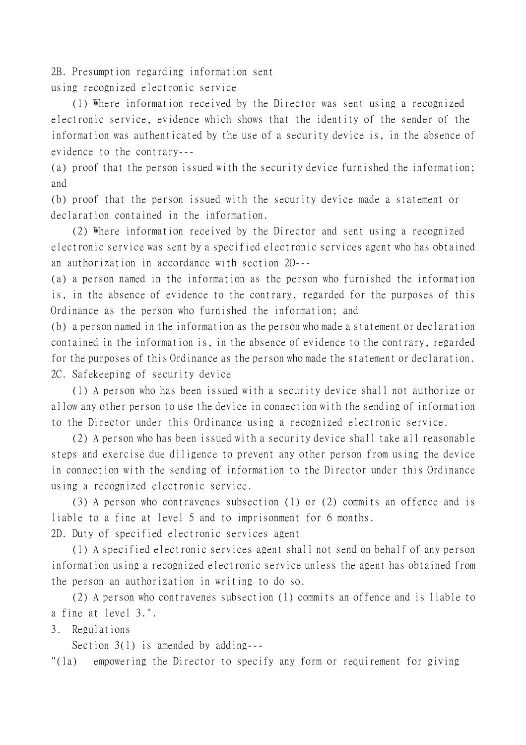2B. Presumption regarding information sent using recognized electronic service

(1) Where information received by the Director was sent using a recognized electronic service, evidence which shows that the identity of the sender of the information was authenticated by the use of a security device is, in the absence of evidence to the contrary---

(a) proof that the person issued with the security device furnished the information; and

(b) proof that the person issued with the security device made a statement or declaration contained in the information.

(2) Where information received by the Director and sent using a recognized electronic service was sent by a specified electronic services agent who has obtained an authorization in accordance with section 2D---

(a) a person named in the information as the person who furnished the information is, in the absence of evidence to the contrary, regarded for the purposes of this Ordinance as the person who furnished the information; and

(b) a person named in the information as the person who made a statement or declaration contained in the information is, in the absence of evidence to the contrary, regarded for the purposes of this Ordinance as the person who made the statement or declaration.

2C. Safekeeping of security device

(1) A person who has been issued with a security device shall not authorize or allow any other person to use the device in connection with the sending of information to the Director under this Ordinance using a recognized electronic service.

(2) A person who has been issued with a security device shall take all reasonable steps and exercise due diligence to prevent any other person from using the device in connection with the sending of information to the Director under this Ordinance using a recognized electronic service.

(3) A person who contravenes subsection (1) or (2) commits an offence and is liable to a fine at level 5 and to imprisonment for 6 months.

2D. Duty of specified electronic services agent

(1) A specified electronic services agent shall not send on behalf of any person information using a recognized electronic service unless the agent has obtained from the person an authorization in writing to do so.

(2) A person who contravenes subsection (1) commits an offence and is liable to a fine at level 3.".

3. Regulations

Section 3(1) is amended by adding---

"(1a) empowering the Director to specify any form or requirement for giving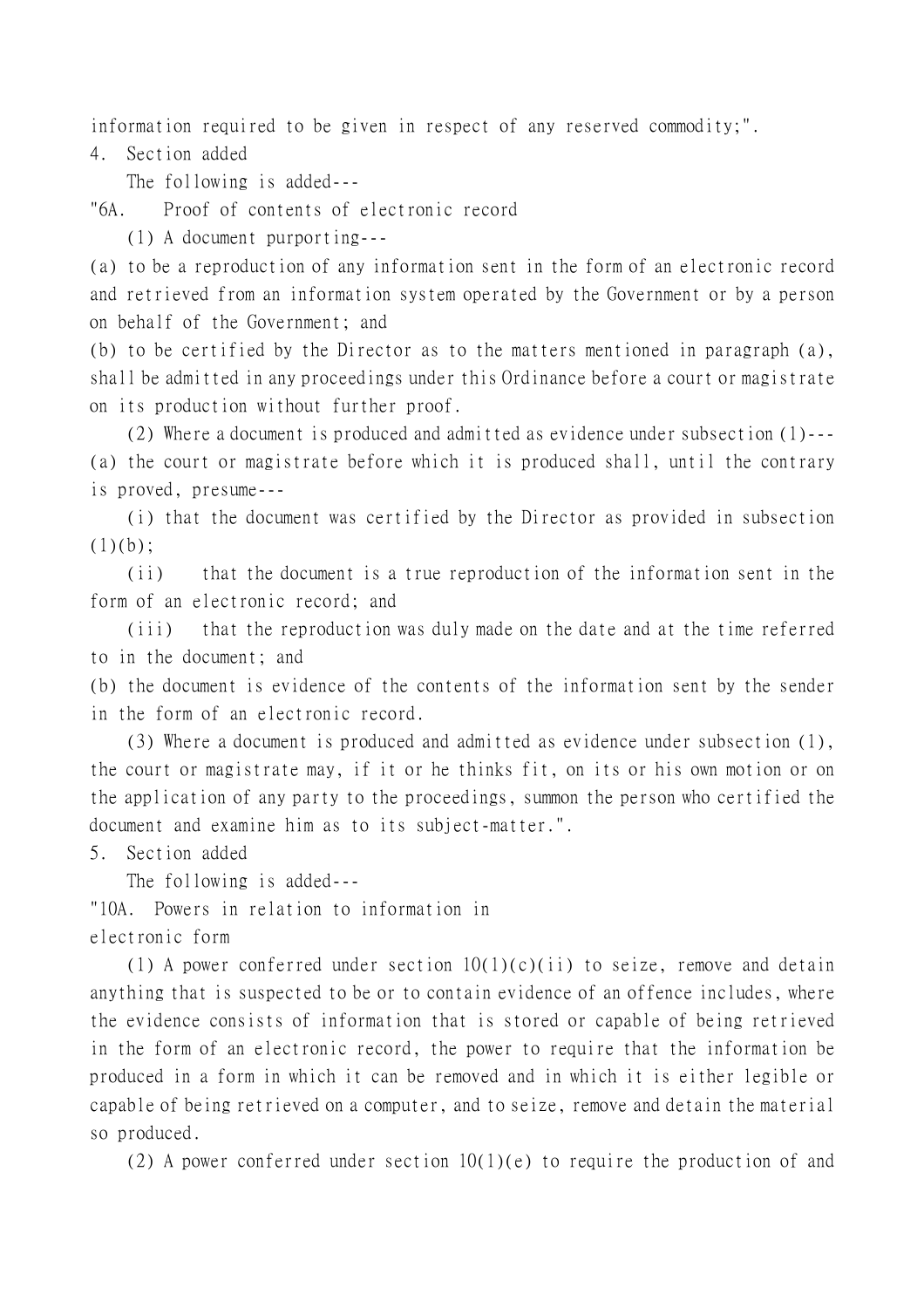information required to be given in respect of any reserved commodity;".

4. Section added

The following is added---

"6A. Proof of contents of electronic record

(1) A document purporting---

(a) to be a reproduction of any information sent in the form of an electronic record and retrieved from an information system operated by the Government or by a person on behalf of the Government; and

(b) to be certified by the Director as to the matters mentioned in paragraph (a),

shall be admitted in any proceedings under this Ordinance before a court or magistrate on its production without further proof.

(2) Where a document is produced and admitted as evidence under subsection (1)---

(a) the court or magistrate before which it is produced shall, until the contrary is proved, presume---

(i) that the document was certified by the Director as provided in subsection (1)(b);

(ii) that the document is a true reproduction of the information sent in the form of an electronic record; and

(iii) that the reproduction was duly made on the date and at the time referred to in the document; and

(b) the document is evidence of the contents of the information sent by the sender in the form of an electronic record.

(3) Where a document is produced and admitted as evidence under subsection (1), the court or magistrate may, if it or he thinks fit, on its or his own motion or on the application of any party to the proceedings, summon the person who certified the document and examine him as to its subject-matter.".

5. Section added

The following is added---

"10A. Powers in relation to information in electronic form

(1) A power conferred under section 10(1)(c)(ii) to seize, remove and detain anything that is suspected to be or to contain evidence of an offence includes, where the evidence consists of information that is stored or capable of being retrieved in the form of an electronic record, the power to require that the information be produced in a form in which it can be removed and in which it is either legible or capable of being retrieved on a computer, and to seize, remove and detain the material so produced.

(2) A power conferred under section 10(1)(e) to require the production of and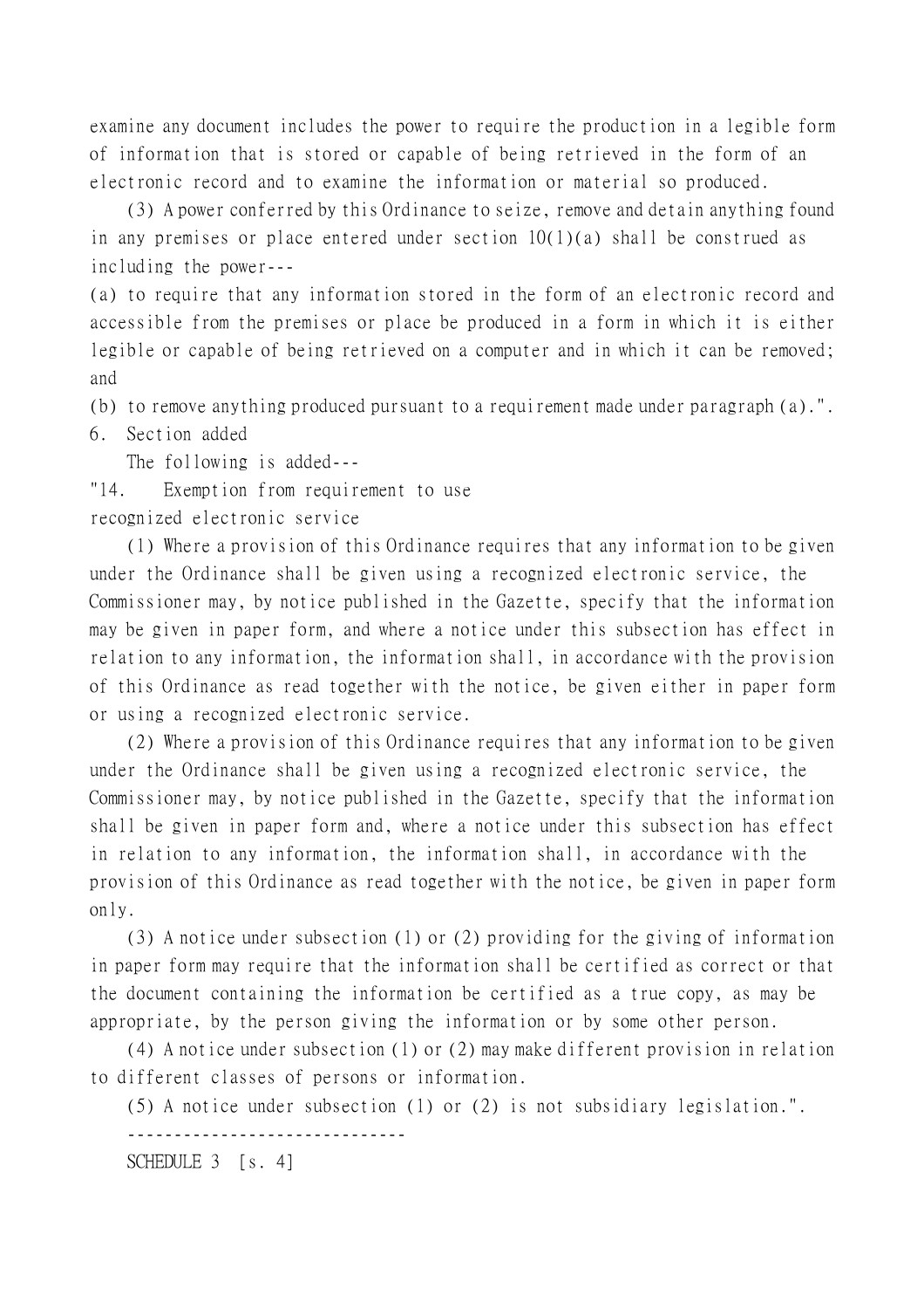examine any document includes the power to require the production in a legible form of information that is stored or capable of being retrieved in the form of an electronic record and to examine the information or material so produced.

(3) A power conferred by this Ordinance to seize, remove and detain anything found in any premises or place entered under section 10(1)(a) shall be construed as including the power---

(a) to require that any information stored in the form of an electronic record and accessible from the premises or place be produced in a form in which it is either legible or capable of being retrieved on a computer and in which it can be removed; and

(b) to remove anything produced pursuant to a requirement made under paragraph (a).".

6. Section added

The following is added---

"14. Exemption from requirement to use recognized electronic service

(1) Where a provision of this Ordinance requires that any information to be given under the Ordinance shall be given using a recognized electronic service, the Commissioner may, by notice published in the Gazette, specify that the information may be given in paper form, and where a notice under this subsection has effect in relation to any information, the information shall, in accordance with the provision of this Ordinance as read together with the notice, be given either in paper form or using a recognized electronic service.

(2) Where a provision of this Ordinance requires that any information to be given under the Ordinance shall be given using a recognized electronic service, the Commissioner may, by notice published in the Gazette, specify that the information shall be given in paper form and, where a notice under this subsection has effect in relation to any information, the information shall, in accordance with the provision of this Ordinance as read together with the notice, be given in paper form only.

(3) A notice under subsection (1) or (2) providing for the giving of information in paper form may require that the information shall be certified as correct or that the document containing the information be certified as a true copy, as may be appropriate, by the person giving the information or by some other person.

(4) A notice under subsection (1) or (2) may make different provision in relation to different classes of persons or information.

(5) A notice under subsection (1) or (2) is not subsidiary legislation.".

------------------------------

SCHEDULE 3 [s. 4]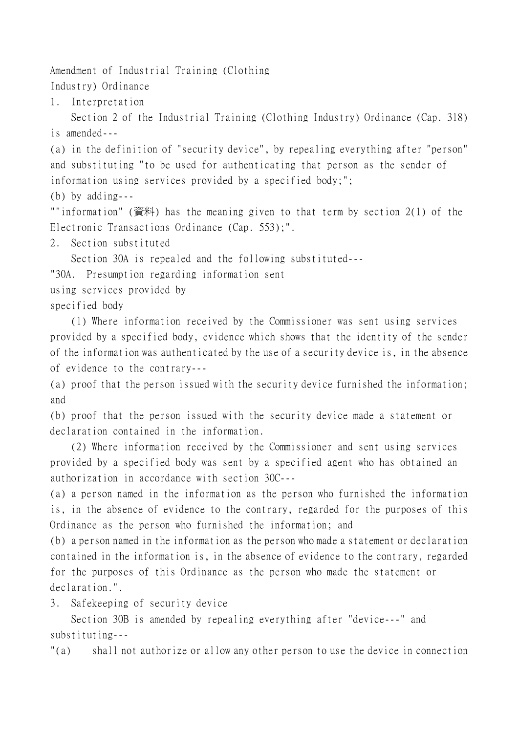Amendment of Industrial Training (Clothing Industry) Ordinance

1. Interpretation

Section 2 of the Industrial Training (Clothing Industry) Ordinance (Cap. 318) is amended---

(a) in the definition of "security device", by repealing everything after "person" and substituting "to be used for authenticating that person as the sender of information using services provided by a specified body;";

(b) by adding---

""information" (資料) has the meaning given to that term by section 2(1) of the Electronic Transactions Ordinance (Cap. 553);".

2. Section substituted

Section 30A is repealed and the following substituted---

"30A. Presumption regarding information sent using services provided by specified body

(1) Where information received by the Commissioner was sent using services provided by a specified body, evidence which shows that the identity of the sender of the information was authenticated by the use of a security device is, in the absence of evidence to the contrary---

(a) proof that the person issued with the security device furnished the information; and

(b) proof that the person issued with the security device made a statement or declaration contained in the information.

(2) Where information received by the Commissioner and sent using services provided by a specified body was sent by a specified agent who has obtained an authorization in accordance with section 30C---

(a) a person named in the information as the person who furnished the information is, in the absence of evidence to the contrary, regarded for the purposes of this Ordinance as the person who furnished the information; and

(b) a person named in the information as the person who made a statement or declaration contained in the information is, in the absence of evidence to the contrary, regarded for the purposes of this Ordinance as the person who made the statement or declaration.".

3. Safekeeping of security device

Section 30B is amended by repealing everything after "device---" and substituting---

"(a) shall not authorize or allow any other person to use the device in connection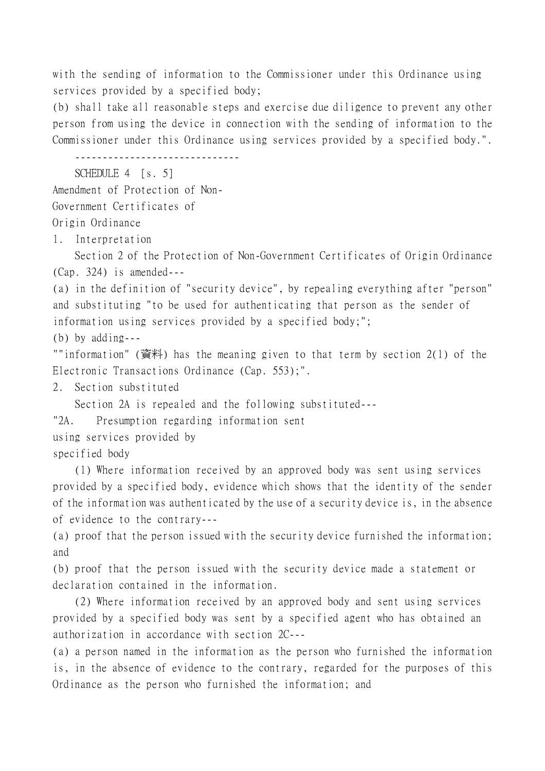with the sending of information to the Commissioner under this Ordinance using services provided by a specified body;

(b) shall take all reasonable steps and exercise due diligence to prevent any other person from using the device in connection with the sending of information to the Commissioner under this Ordinance using services provided by a specified body.".

------------------------------

SCHEDULE 4 [s. 5]

Amendment of Protection of Non-Government Certificates of Origin Ordinance

1. Interpretation

Section 2 of the Protection of Non-Government Certificates of Origin Ordinance (Cap. 324) is amended---

(a) in the definition of "security device", by repealing everything after "person" and substituting "to be used for authenticating that person as the sender of information using services provided by a specified body;";

(b) by adding---

""information" (資料) has the meaning given to that term by section 2(1) of the Electronic Transactions Ordinance (Cap. 553);".

2. Section substituted

Section 2A is repealed and the following substituted---

"2A. Presumption regarding information sent using services provided by specified body

(1) Where information received by an approved body was sent using services provided by a specified body, evidence which shows that the identity of the sender of the information was authenticated by the use of a security device is, in the absence of evidence to the contrary---

(a) proof that the person issued with the security device furnished the information; and

(b) proof that the person issued with the security device made a statement or declaration contained in the information.

(2) Where information received by an approved body and sent using services provided by a specified body was sent by a specified agent who has obtained an authorization in accordance with section 2C---

(a) a person named in the information as the person who furnished the information is, in the absence of evidence to the contrary, regarded for the purposes of this Ordinance as the person who furnished the information; and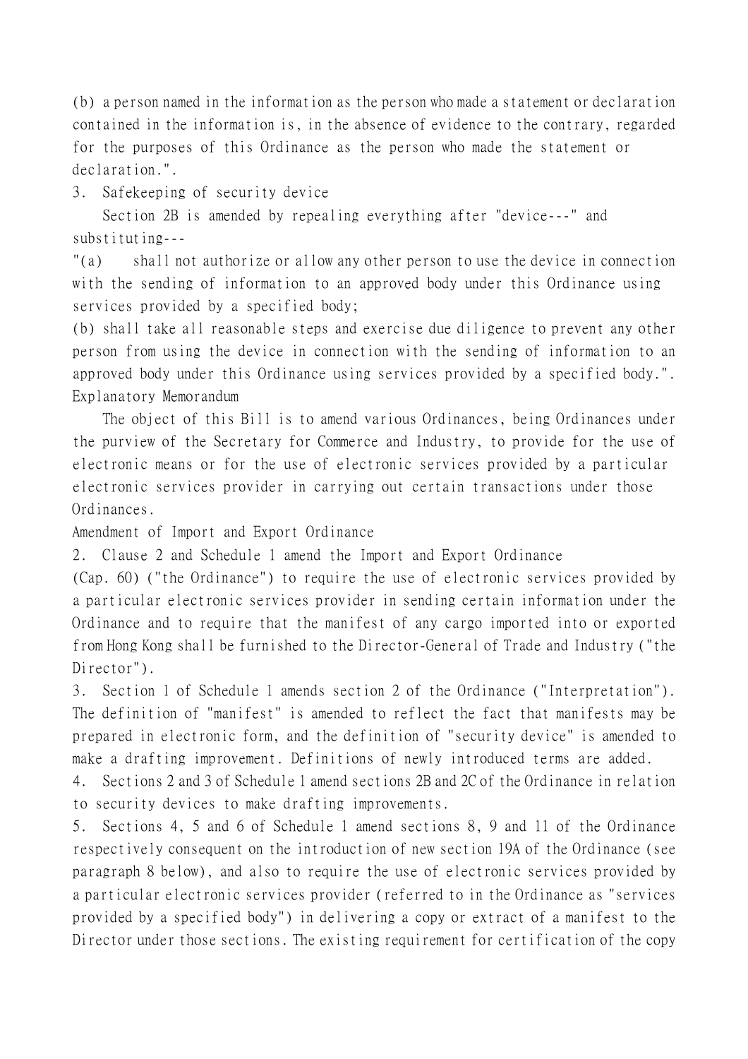(b) a person named in the information as the person who made a statement or declaration contained in the information is, in the absence of evidence to the contrary, regarded for the purposes of this Ordinance as the person who made the statement or declaration.".

3. Safekeeping of security device

Section 2B is amended by repealing everything after "device---" and substituting---

"(a) shall not authorize or allow any other person to use the device in connection with the sending of information to an approved body under this Ordinance using services provided by a specified body;

(b) shall take all reasonable steps and exercise due diligence to prevent any other person from using the device in connection with the sending of information to an approved body under this Ordinance using services provided by a specified body.".

## Explanatory Memorandum

The object of this Bill is to amend various Ordinances, being Ordinances under the purview of the Secretary for Commerce and Industry, to provide for the use of electronic means or for the use of electronic services provided by a particular electronic services provider in carrying out certain transactions under those Ordinances.

### Amendment of Import and Export Ordinance

2. Clause 2 and Schedule 1 amend the Import and Export Ordinance (Cap. 60) ("the Ordinance") to require the use of electronic services provided by a particular electronic services provider in sending certain information under the Ordinance and to require that the manifest of any cargo imported into or exported from Hong Kong shall be furnished to the Director-General of Trade and Industry ("the Director").

3. Section 1 of Schedule 1 amends section 2 of the Ordinance ("Interpretation"). The definition of "manifest" is amended to reflect the fact that manifests may be prepared in electronic form, and the definition of "security device" is amended to make a drafting improvement. Definitions of newly introduced terms are added.

4. Sections 2 and 3 of Schedule 1 amend sections 2B and 2C of the Ordinance in relation to security devices to make drafting improvements.

5. Sections 4, 5 and 6 of Schedule 1 amend sections 8, 9 and 11 of the Ordinance respectively consequent on the introduction of new section 19A of the Ordinance (see paragraph 8 below), and also to require the use of electronic services provided by a particular electronic services provider (referred to in the Ordinance as "services provided by a specified body") in delivering a copy or extract of a manifest to the Director under those sections. The existing requirement for certification of the copy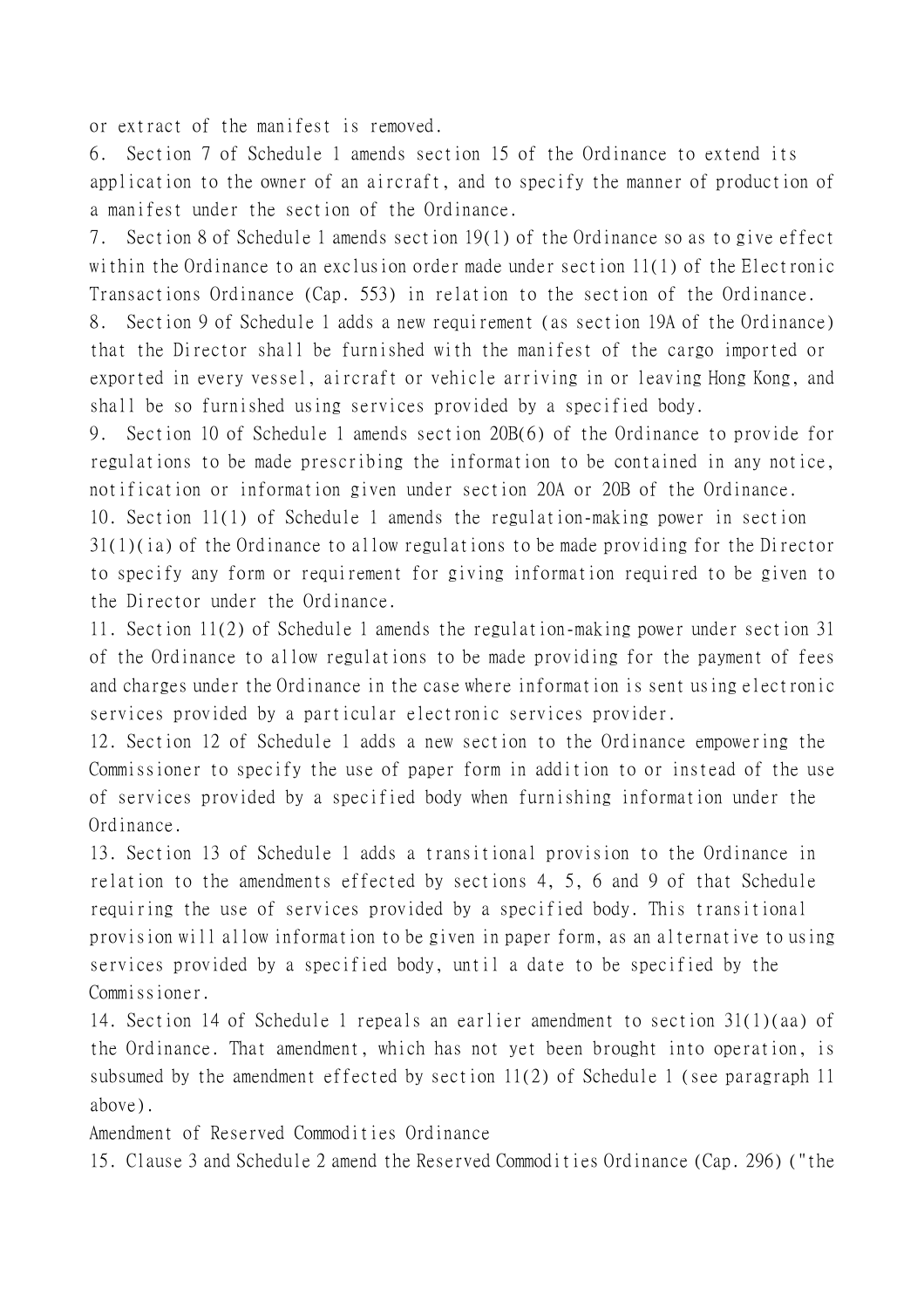or extract of the manifest is removed.

6. Section 7 of Schedule 1 amends section 15 of the Ordinance to extend its application to the owner of an aircraft, and to specify the manner of production of a manifest under the section of the Ordinance.

7. Section 8 of Schedule 1 amends section 19(1) of the Ordinance so as to give effect within the Ordinance to an exclusion order made under section 11(1) of the Electronic Transactions Ordinance (Cap. 553) in relation to the section of the Ordinance.

8. Section 9 of Schedule 1 adds a new requirement (as section 19A of the Ordinance) that the Director shall be furnished with the manifest of the cargo imported or exported in every vessel, aircraft or vehicle arriving in or leaving Hong Kong, and shall be so furnished using services provided by a specified body.

9. Section 10 of Schedule 1 amends section 20B(6) of the Ordinance to provide for regulations to be made prescribing the information to be contained in any notice, notification or information given under section 20A or 20B of the Ordinance.

10. Section 11(1) of Schedule 1 amends the regulation-making power in section 31(1)(ia) of the Ordinance to allow regulations to be made providing for the Director to specify any form or requirement for giving information required to be given to the Director under the Ordinance.

11. Section 11(2) of Schedule 1 amends the regulation-making power under section 31 of the Ordinance to allow regulations to be made providing for the payment of fees and charges under the Ordinance in the case where information is sent using electronic services provided by a particular electronic services provider.

12. Section 12 of Schedule 1 adds a new section to the Ordinance empowering the Commissioner to specify the use of paper form in addition to or instead of the use of services provided by a specified body when furnishing information under the Ordinance.

13. Section 13 of Schedule 1 adds a transitional provision to the Ordinance in relation to the amendments effected by sections 4, 5, 6 and 9 of that Schedule requiring the use of services provided by a specified body. This transitional provision will allow information to be given in paper form, as an alternative to using services provided by a specified body, until a date to be specified by the Commissioner.

14. Section 14 of Schedule 1 repeals an earlier amendment to section 31(1)(aa) of the Ordinance. That amendment, which has not yet been brought into operation, is subsumed by the amendment effected by section 11(2) of Schedule 1 (see paragraph 11 above).

Amendment of Reserved Commodities Ordinance

15. Clause 3 and Schedule 2 amend the Reserved Commodities Ordinance (Cap. 296) ("the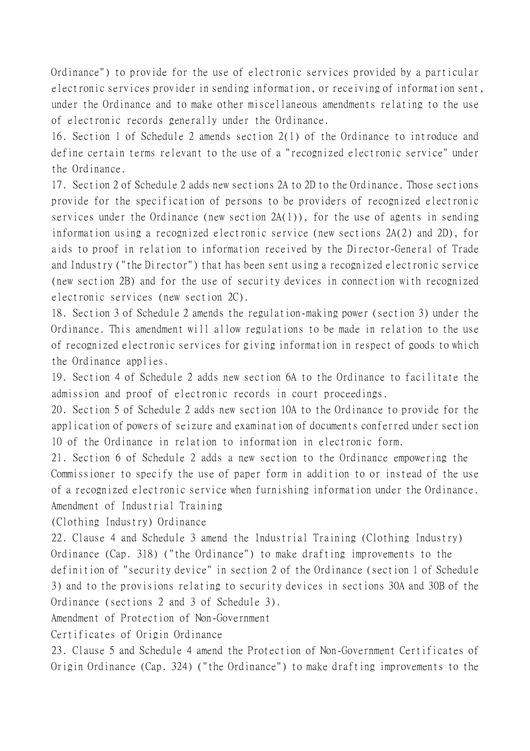Ordinance") to provide for the use of electronic services provided by a particular electronic services provider in sending information, or receiving of information sent, under the Ordinance and to make other miscellaneous amendments relating to the use of electronic records generally under the Ordinance.

16. Section 1 of Schedule 2 amends section 2(1) of the Ordinance to introduce and define certain terms relevant to the use of a "recognized electronic service" under the Ordinance.

17. Section 2 of Schedule 2 adds new sections 2A to 2D to the Ordinance. Those sections provide for the specification of persons to be providers of recognized electronic services under the Ordinance (new section 2A(1)), for the use of agents in sending information using a recognized electronic service (new sections 2A(2) and 2D), for aids to proof in relation to information received by the Director-General of Trade and Industry ("the Director") that has been sent using a recognized electronic service (new section 2B) and for the use of security devices in connection with recognized electronic services (new section 2C).

18. Section 3 of Schedule 2 amends the regulation-making power (section 3) under the Ordinance. This amendment will allow regulations to be made in relation to the use of recognized electronic services for giving information in respect of goods to which the Ordinance applies.

19. Section 4 of Schedule 2 adds new section 6A to the Ordinance to facilitate the admission and proof of electronic records in court proceedings.

20. Section 5 of Schedule 2 adds new section 10A to the Ordinance to provide for the application of powers of seizure and examination of documents conferred under section 10 of the Ordinance in relation to information in electronic form.

21. Section 6 of Schedule 2 adds a new section to the Ordinance empowering the Commissioner to specify the use of paper form in addition to or instead of the use of a recognized electronic service when furnishing information under the Ordinance.

### Amendment of Industrial Training (Clothing Industry) Ordinance

22. Clause 4 and Schedule 3 amend the Industrial Training (Clothing Industry) Ordinance (Cap. 318) ("the Ordinance") to make drafting improvements to the definition of "security device" in section 2 of the Ordinance (section 1 of Schedule 3) and to the provisions relating to security devices in sections 30A and 30B of the Ordinance (sections 2 and 3 of Schedule 3).

### Amendment of Protection of Non-Government Certificates of Origin Ordinance

23. Clause 5 and Schedule 4 amend the Protection of Non-Government Certificates of Origin Ordinance (Cap. 324) ("the Ordinance") to make drafting improvements to the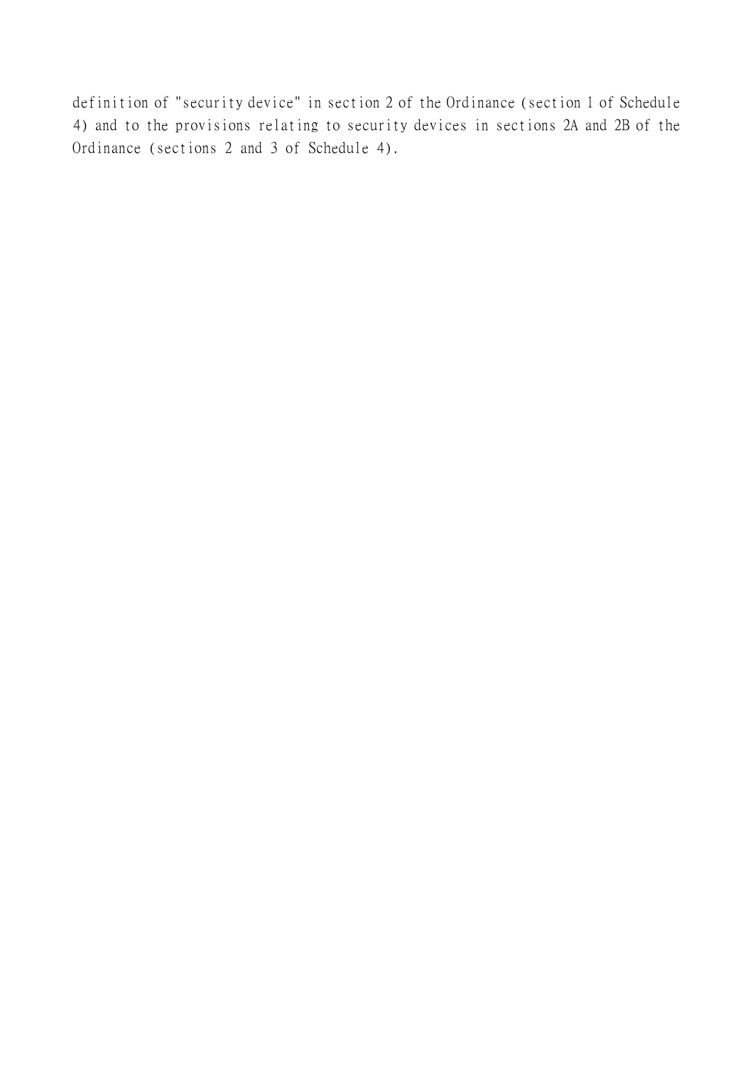definition of "security device" in section 2 of the Ordinance (section 1 of Schedule 4) and to the provisions relating to security devices in sections 2A and 2B of the Ordinance (sections 2 and 3 of Schedule 4).